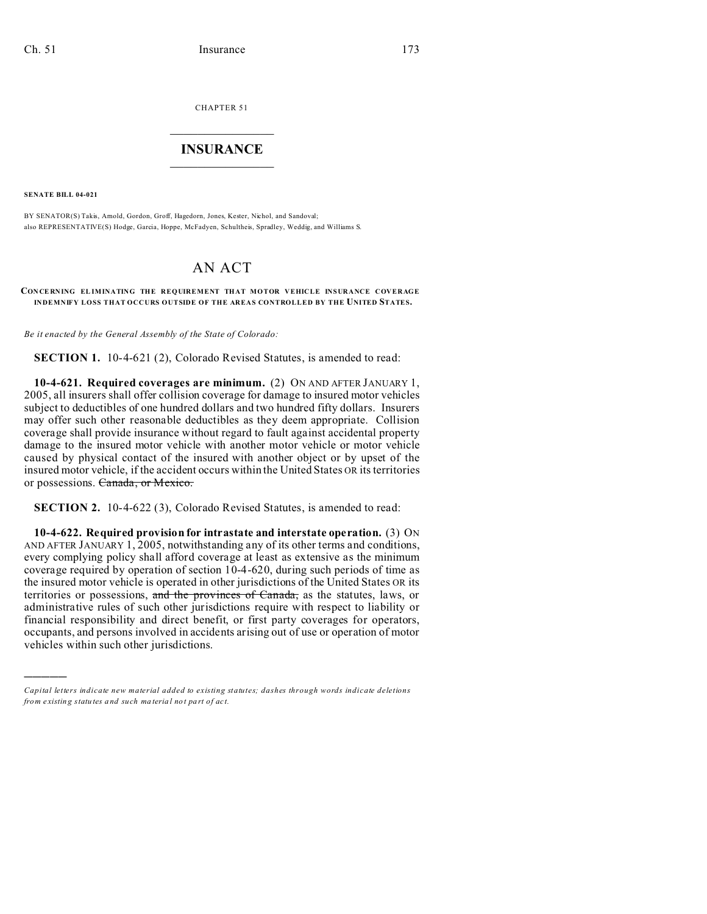CHAPTER 51

# INSURANCE

**SENATE BILL 04-021**

BY SENATOR(S) Takis, Arnold, Gordon, Groff, Hagedorn, Jones, Kester, Nichol, and Sandoval;
also REPRESENTATIVE(S) Hodge, Garcia, Hoppe, McFadyen, Schultheis, Spradley, Weddig, and Williams S.

# AN ACT

**CONCERNING ELIMINATING THE REQUIREMENT THAT MOTOR VEHICLE INSURANCE COVERAGE INDEMNIFY LOSS THAT OCCURS OUTSIDE OF THE AREAS CONTROLLED BY THE UNITED STATES.**

*Be it enacted by the General Assembly of the State of Colorado:*

**SECTION 1.** 10-4-621 (2), Colorado Revised Statutes, is amended to read:

**10-4-621. Required coverages are minimum.** (2) ON AND AFTER JANUARY 1, 2005, all insurers shall offer collision coverage for damage to insured motor vehicles subject to deductibles of one hundred dollars and two hundred fifty dollars. Insurers may offer such other reasonable deductibles as they deem appropriate. Collision coverage shall provide insurance without regard to fault against accidental property damage to the insured motor vehicle with another motor vehicle or motor vehicle caused by physical contact of the insured with another object or by upset of the insured motor vehicle, if the accident occurs within the United States OR its territories or possessions. ~~Canada, or Mexico.~~

**SECTION 2.** 10-4-622 (3), Colorado Revised Statutes, is amended to read:

**10-4-622. Required provision for intrastate and interstate operation.** (3) ON AND AFTER JANUARY 1, 2005, notwithstanding any of its other terms and conditions, every complying policy shall afford coverage at least as extensive as the minimum coverage required by operation of section 10-4-620, during such periods of time as the insured motor vehicle is operated in other jurisdictions of the United States OR its territories or possessions, ~~and the provinces of Canada,~~ as the statutes, laws, or administrative rules of such other jurisdictions require with respect to liability or financial responsibility and direct benefit, or first party coverages for operators, occupants, and persons involved in accidents arising out of use or operation of motor vehicles within such other jurisdictions.

---

*Capital letters indicate new material added to existing statutes; dashes through words indicate deletions from existing statutes and such material not part of act.*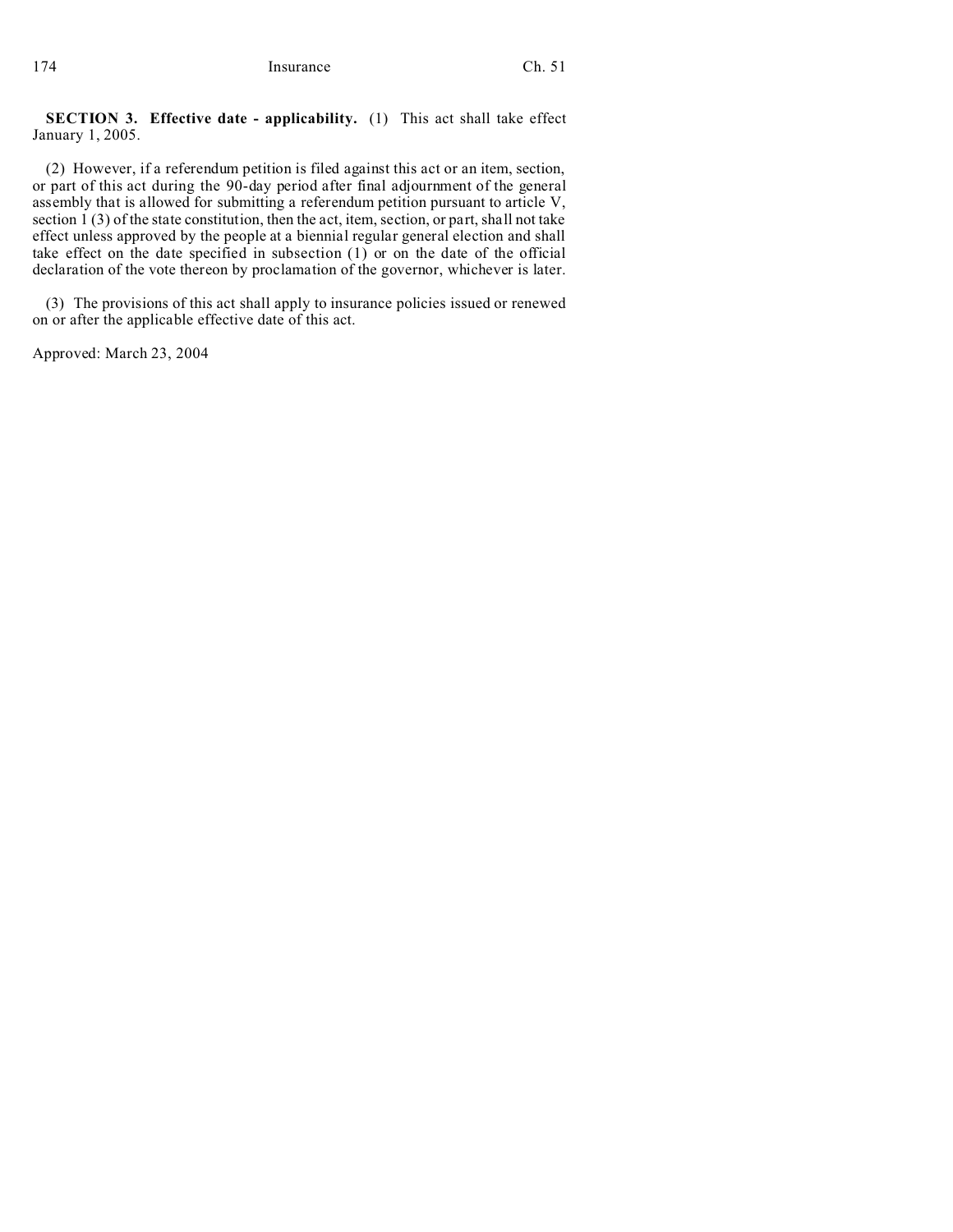**SECTION 3. Effective date - applicability.** (1) This act shall take effect January 1, 2005.

(2) However, if a referendum petition is filed against this act or an item, section, or part of this act during the 90-day period after final adjournment of the general assembly that is allowed for submitting a referendum petition pursuant to article V, section 1 (3) of the state constitution, then the act, item, section, or part, shall not take effect unless approved by the people at a biennial regular general election and shall take effect on the date specified in subsection (1) or on the date of the official declaration of the vote thereon by proclamation of the governor, whichever is later.

(3) The provisions of this act shall apply to insurance policies issued or renewed on or after the applicable effective date of this act.

Approved: March 23, 2004